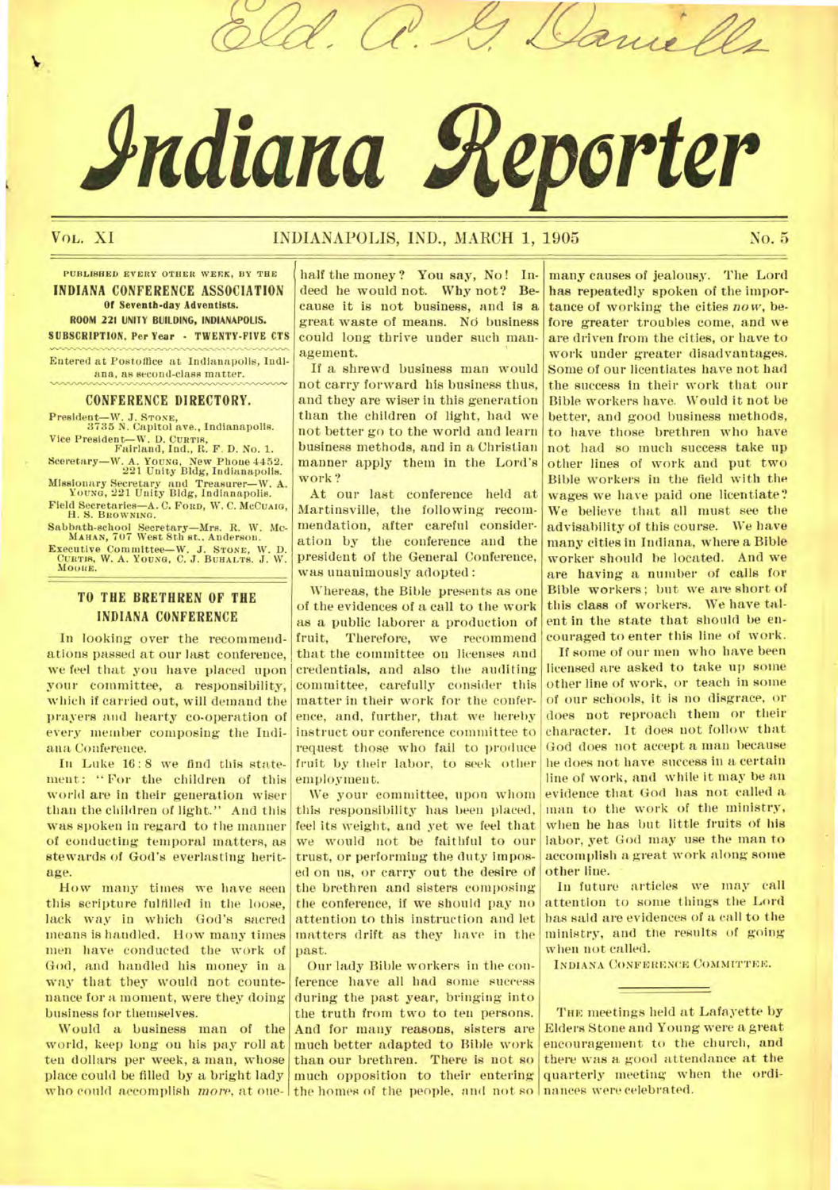Eld. A. G. Daniells

# Indiana Reporter

VOL. XI INDIANAPOLIS, IND., MARCH 1, 1905 No. 5

PUBLISHED EVERY OTHER WEEK, BY THE
**INDIANA CONFERENCE ASSOCIATION**
**Of Seventh-day Adventists.**
**ROOM 221 UNITY BUILDING, INDIANAPOLIS.**
**SUBSCRIPTION, Per Year - TWENTY-FIVE CTS**

Entered at Postoffice at Indianapolis, Indiana, as second-class matter.

## CONFERENCE DIRECTORY.

President—W. J. STONE, 3735 N. Capitol ave., Indianapolis.
Vice President—W. D. CURTIS, Fairland, Ind., R. F. D. No. 1.
Secretary—W. A. YOUNG, New Phone 4452. 221 Unity Bldg, Indianapolis.
Missionary Secretary and Treasurer—W. A. YOUNG, 221 Unity Bldg, Indianapolis.
Field Secretaries—A. C. FORD, W. C. MCCUAIG, H. S. BROWNING.
Sabbath-school Secretary—Mrs. R. W. MCMAHAN, 707 West 8th st., Anderson.
Executive Committee—W. J. STONE, W. D. CURTIS, W. A. YOUNG, C. J. BUHALTS. J. W. MOORE.

## TO THE BRETHREN OF THE INDIANA CONFERENCE

In looking over the recommendations passed at our last conference, we feel that you have placed upon your committee, a responsibility, which if carried out, will demand the prayers and hearty co-operation of every member composing the Indiana Conference.

In Luke 16:8 we find this statement: "For the children of this world are in their generation wiser than the children of light." And this was spoken in regard to the manner of conducting temporal matters, as stewards of God's everlasting heritage.

How many times we have seen this scripture fulfilled in the loose, lack way in which God's sacred means is handled. How many times men have conducted the work of God, and handled his money in a way that they would not countenance for a moment, were they doing business for themselves.

Would a business man of the world, keep long on his pay roll at ten dollars per week, a man, whose place could be filled by a bright lady who could accomplish *more*, at one-half the money? You say, No! Indeed he would not. Why not? Because it is not business, and is a great waste of means. No business could long thrive under such management.

If a shrewd business man would not carry forward his business thus, and they are wiser in this generation than the children of light, had we not better go to the world and learn business methods, and in a Christian manner apply them in the Lord's work?

At our last conference held at Martinsville, the following recommendation, after careful consideration by the conference and the president of the General Conference, was unanimously adopted:

Whereas, the Bible presents as one of the evidences of a call to the work as a public laborer a production of fruit, Therefore, we recommend that the committee on licenses and credentials, and also the auditing committee, carefully consider this matter in their work for the conference, and, further, that we hereby instruct our conference committee to request those who fail to produce fruit by their labor, to seek other employment.

We your committee, upon whom this responsibility has been placed, feel its weight, and yet we feel that we would not be faithful to our trust, or performing the duty imposed on us, or carry out the desire of the brethren and sisters composing the conference, if we should pay no attention to this instruction and let matters drift as they have in the past.

Our lady Bible workers in the conference have all had some success during the past year, bringing into the truth from two to ten persons. And for many reasons, sisters are much better adapted to Bible work than our brethren. There is not so much opposition to their entering the homes of the people, and not so many causes of jealousy. The Lord has repeatedly spoken of the importance of working the cities *now*, before greater troubles come, and we are driven from the cities, or have to work under greater disadvantages. Some of our licentiates have not had the success in their work that our Bible workers have. Would it not be better, and good business methods, to have those brethren who have not had so much success take up other lines of work and put two Bible workers in the field with the wages we have paid one licentiate? We believe that all must see the advisability of this course. We have many cities in Indiana, where a Bible worker should be located. And we are having a number of calls for Bible workers; but we are short of this class of workers. We have talent in the state that should be encouraged to enter this line of work.

If some of our men who have been licensed are asked to take up some other line of work, or teach in some of our schools, it is no disgrace, or does not reproach them or their character. It does not follow that God does not accept a man because he does not have success in a certain line of work, and while it may be an evidence that God has not called a man to the work of the ministry, when he has but little fruits of his labor, yet God may use the man to accomplish a great work along some other line.

In future articles we may call attention to some things the Lord has said are evidences of a call to the ministry, and the results of going when not called.

INDIANA CONFERENCE COMMITTEE.

THE meetings held at Lafayette by Elders Stone and Young were a great encouragement to the church, and there was a good attendance at the quarterly meeting when the ordinances were celebrated.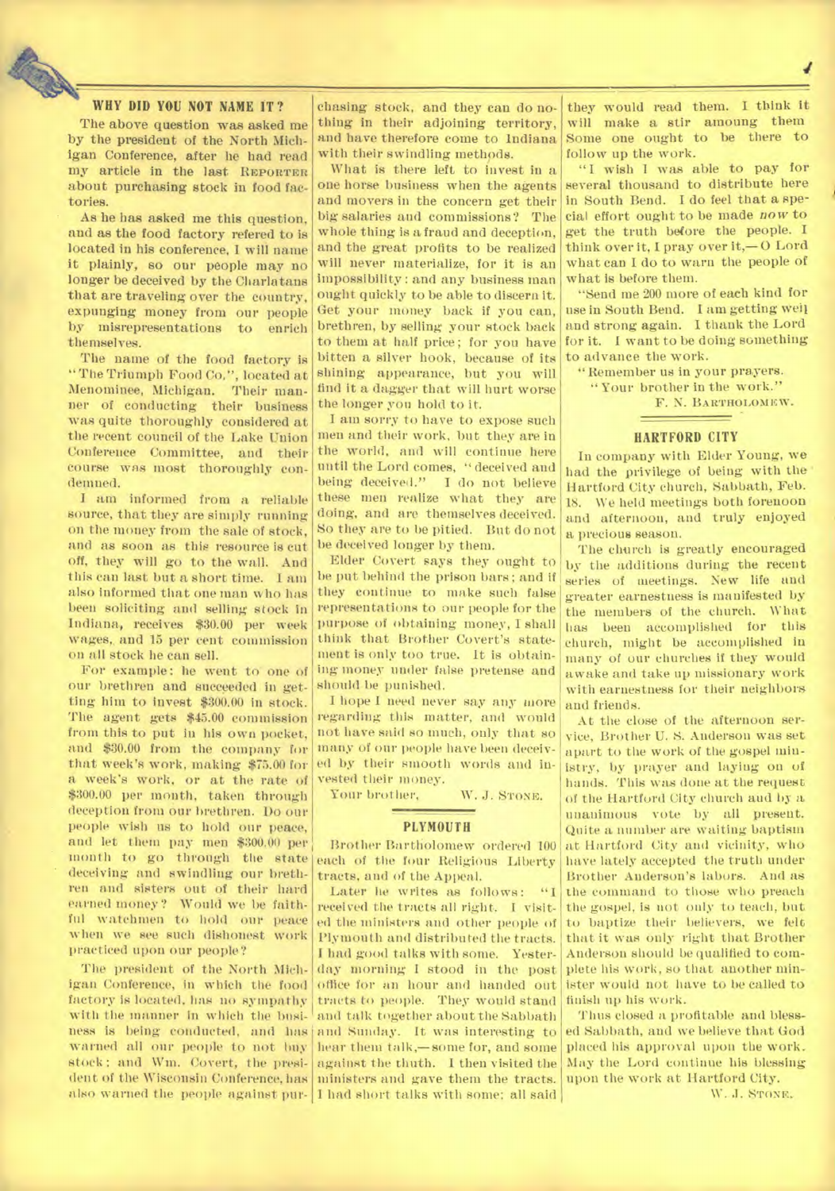## WHY DID YOU NOT NAME IT?

The above question was asked me by the president of the North Michigan Conference, after he had read my article in the last REPORTER about purchasing stock in food factories.

As he has asked me this question, and as the food factory refered to is located in his conference, I will name it plainly, so our people may no longer be deceived by the Charlatans that are traveling over the country, expunging money from our people by misrepresentations to enrich themselves.

The name of the food factory is "The Triumph Food Co.", located at Menominee, Michigan. Their manner of conducting their business was quite thoroughly considered at the recent council of the Lake Union Conference Committee, and their course was most thoroughly condemned.

I am informed from a reliable source, that they are simply running on the money from the sale of stock, and as soon as this resource is cut off, they will go to the wall. And this can last but a short time. I am also informed that one man who has been soliciting and selling stock in Indiana, receives $30.00 per week wages, and 15 per cent commission on all stock he can sell.

For example: he went to one of our brethren and succeeded in getting him to invest $300.00 in stock. The agent gets $45.00 commission from this to put in his own pocket, and $30.00 from the company for that week's work, making $75.00 for a week's work, or at the rate of $300.00 per month, taken through deception from our brethren. Do our people wish us to hold our peace, and let them pay men $300.00 per month to go through the state deceiving and swindling our brethren and sisters out of their hard earned money? Would we be faithful watchmen to hold our peace when we see such dishonest work practiced upon our people?

The president of the North Michigan Conference, in which the food factory is located, has no sympathy with the manner in which the business is being conducted, and has warned all our people to not buy stock; and Wm. Covert, the president of the Wisconsin Conference, has also warned the people against purchasing stock, and they can do nothing in their adjoining territory, and have therefore come to Indiana with their swindling methods.

What is there left to invest in a one horse business when the agents and movers in the concern get their big salaries and commissions? The whole thing is a fraud and deception, and the great profits to be realized will never materialize, for it is an impossibility: and any business man ought quickly to be able to discern it. Get your money back if you can, brethren, by selling your stock back to them at half price; for you have bitten a silver hook, because of its shining appearance, but you will find it a dagger that will hurt worse the longer you hold to it.

I am sorry to have to expose such men and their work, but they are in the world, and will continue here until the Lord comes, "deceived and being deceived." I do not believe these men realize what they are doing, and are themselves deceived. So they are to be pitied. But do not be deceived longer by them.

Elder Covert says they ought to be put behind the prison bars; and if they continue to make such false representations to our people for the purpose of obtaining money, I shall think that Brother Covert's statement is only too true. It is obtaining money under false pretense and should be punished.

I hope I need never say any more regarding this matter, and would not have said so much, only that so many of our people have been deceived by their smooth words and invested their money.

Your brother, W. J. STONE.

## PLYMOUTH

Brother Bartholomew ordered 100 each of the four Religious Liberty tracts, and of the Appeal.

Later he writes as follows: "I received the tracts all right. I visited the ministers and other people of Plymouth and distributed the tracts. I had good talks with some. Yesterday morning I stood in the post office for an hour and handed out tracts to people. They would stand and talk together about the Sabbath and Sunday. It was interesting to hear them talk,—some for, and some against the thuth. I then visited the ministers and gave them the tracts. I had short talks with some; all said they would read them. I think it will make a stir amoung them. Some one ought to be there to follow up the work.

"I wish I was able to pay for several thousand to distribute here in South Bend. I do feel that a special effort ought to be made *now* to get the truth before the people. I think over it, I pray over it,—O Lord what can I do to warn the people of what is before them.

"Send me 200 more of each kind for use in South Bend. I am getting well and strong again. I thank the Lord for it. I want to be doing something to advance the work.

"Remember us in your prayers.

"Your brother in the work."

F. N. BARTHOLOMEW.

## HARTFORD CITY

In company with Elder Young, we had the privilege of being with the Hartford City church, Sabbath, Feb. 18. We held meetings both forenoon and afternoon, and truly enjoyed a precious season.

The church is greatly encouraged by the additions during the recent series of meetings. New life and greater earnestness is manifested by the members of the church. What has been accomplished for this church, might be accomplished in many of our churches if they would awake and take up missionary work with earnestness for their neighbors and friends.

At the close of the afternoon service, Brother U. S. Anderson was set apart to the work of the gospel ministry, by prayer and laying on of hands. This was done at the request of the Hartford City church and by a unanimous vote by all present. Quite a number are waiting baptism at Hartford City and vicinity, who have lately accepted the truth under Brother Anderson's labors. And as the command to those who preach the gospel, is not only to teach, but to baptize their believers, we felt that it was only right that Brother Anderson should be qualified to complete his work, so that another minister would not have to be called to finish up his work.

Thus closed a profitable and blessed Sabbath, and we believe that God placed his approval upon the work. May the Lord continue his blessing upon the work at Hartford City.

W. J. STONE.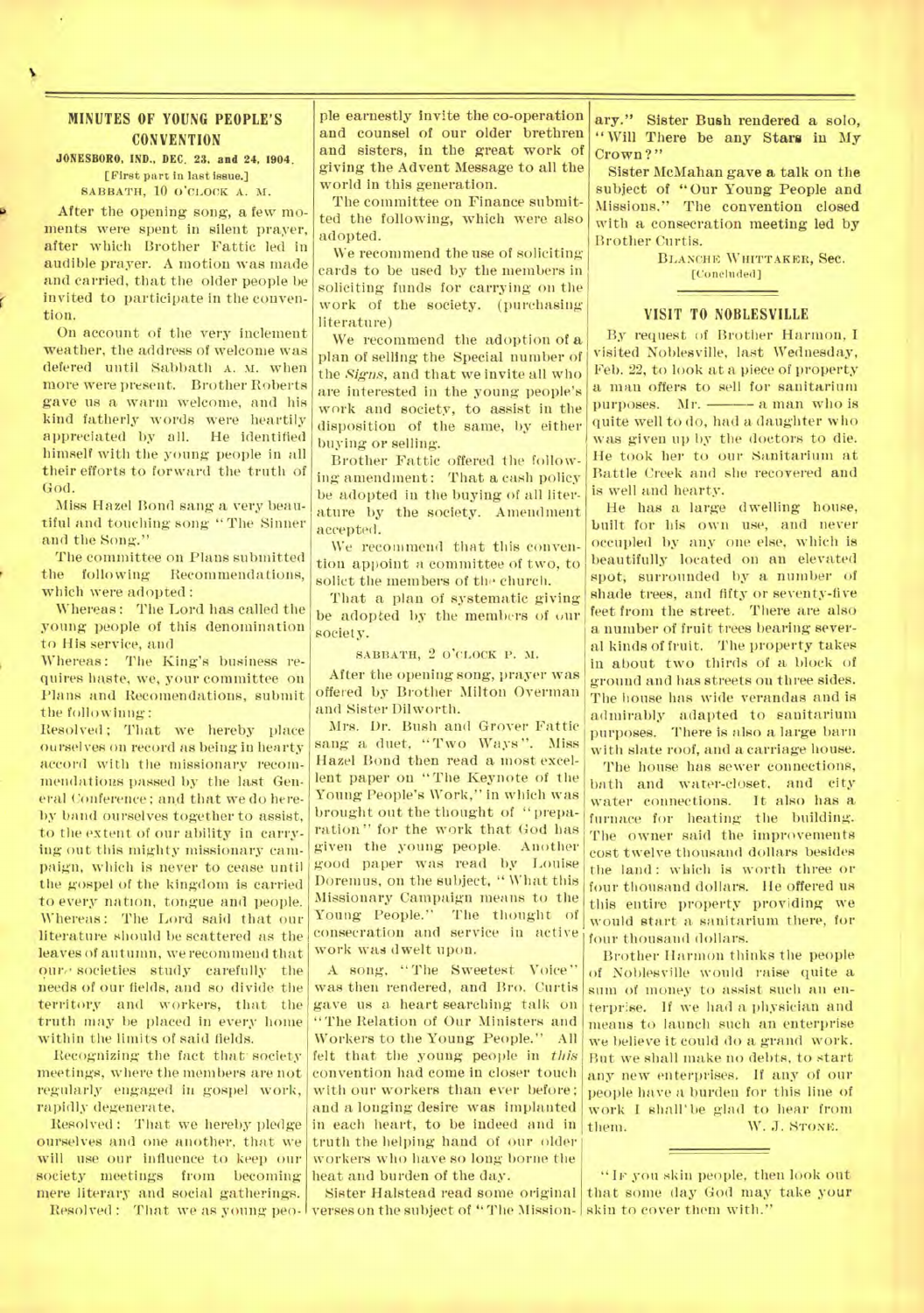## MINUTES OF YOUNG PEOPLE'S CONVENTION

**JONESBORO, IND., DEC. 23, and 24, 1904.**

[First part in last issue.]

SABBATH, 10 O'CLOCK A. M.

After the opening song, a few moments were spent in silent prayer, after which Brother Fattic led in audible prayer. A motion was made and carried, that the older people be invited to participate in the convention.

On account of the very inclement weather, the address of welcome was defered until Sabbath A. M. when more were present. Brother Roberts gave us a warm welcome, and his kind fatherly words were heartily appreciated by all. He identified himself with the young people in all their efforts to forward the truth of God.

Miss Hazel Bond sang a very beautiful and touching song "The Sinner and the Song."

The committee on Plans submitted the following Recommendations, which were adopted:

Whereas: The Lord has called the young people of this denomination to His service, and

Whereas: The King's business requires haste, we, your committee on Plans and Recommendations, submit the following:

Resolved; That we hereby place ourselves on record as being in hearty accord with the missionary recommendations passed by the last General Conference; and that we do hereby band ourselves together to assist, to the extent of our ability in carrying out this mighty missionary campaign, which is never to cease until the gospel of the kingdom is carried to every nation, tongue and people.

Whereas: The Lord said that our literature should be scattered as the leaves of autumn, we recommend that our societies study carefully the needs of our fields, and so divide the territory and workers, that the truth may be placed in every home within the limits of said fields.

Recognizing the fact that society meetings, where the members are not regularly engaged in gospel work, rapidly degenerate,

Resolved: That we hereby pledge ourselves and one another, that we will use our influence to keep our society meetings from becoming mere literary and social gatherings.

Resolved: That we as young people earnestly invite the co-operation and counsel of our older brethren and sisters, in the great work of giving the Advent Message to all the world in this generation.

The committee on Finance submitted the following, which were also adopted.

We recommend the use of soliciting cards to be used by the members in soliciting funds for carrying on the work of the society. (purchasing literature)

We recommend the adoption of a plan of selling the Special number of the *Signs*, and that we invite all who are interested in the young people's work and society, to assist in the disposition of the same, by either buying or selling.

Brother Fattic offered the following amendment: That a cash policy be adopted in the buying of all literature by the society. Amendment accepted.

We recommend that this convention appoint a committee of two, to solict the members of the church.

That a plan of systematic giving be adopted by the members of our society.

SABBATH, 2 O'CLOCK P. M.

After the opening song, prayer was offered by Brother Milton Overman and Sister Dilworth.

Mrs. Dr. Bush and Grover Fattic sang a duet, "Two Ways". Miss Hazel Bond then read a most excellent paper on "The Keynote of the Young People's Work," in which was brought out the thought of "preparation" for the work that God has given the young people. Another good paper was read by Louise Doremus, on the subject, "What this Missionary Campaign means to the Young People." The thought of consecration and service in active work was dwelt upon.

A song, "The Sweetest Voice" was then rendered, and Bro. Curtis gave us a heart searching talk on "The Relation of Our Ministers and Workers to the Young People." All felt that the young people in *this* convention had come in closer touch with our workers than ever before; and a longing desire was implanted in each heart, to be indeed and in truth the helping hand of our older workers who have so long borne the heat and burden of the day.

Sister Halstead read some original verses on the subject of "The Missionary." Sister Bush rendered a solo, "Will There be any Stars in My Crown?"

Sister McMahan gave a talk on the subject of "Our Young People and Missions." The convention closed with a consecration meeting led by Brother Curtis.

BLANCHE WHITTAKER, Sec.

[Concluded]

## VISIT TO NOBLESVILLE

By request of Brother Harmon, I visited Noblesville, last Wednesday, Feb. 22, to look at a piece of property a man offers to sell for sanitarium purposes. Mr. ——— a man who is quite well to do, had a daughter who was given up by the doctors to die. He took her to our Sanitarium at Battle Creek and she recovered and is well and hearty.

He has a large dwelling house, built for his own use, and never occupied by any one else, which is beautifully located on an elevated spot, surrounded by a number of shade trees, and fifty or seventy-five feet from the street. There are also a number of fruit trees bearing several kinds of fruit. The property takes in about two thirds of a block of ground and has streets on three sides. The house has wide verandas and is admirably adapted to sanitarium purposes. There is also a large barn with slate roof, and a carriage house.

The house has sewer connections, bath and water-closet, and city water connections. It also has a furnace for heating the building. The owner said the improvements cost twelve thousand dollars besides the land: which is worth three or four thousand dollars. He offered us this entire property providing we would start a sanitarium there, for four thousand dollars.

Brother Harmon thinks the people of Noblesville would raise quite a sum of money to assist such an enterprise. If we had a physician and means to launch such an enterprise we believe it could do a grand work. But we shall make no debts, to start any new enterprises. If any of our people have a burden for this line of work I shall be glad to hear from them.

W. J. STONE.

---

"IF you skin people, then look out that some day God may take your skin to cover them with."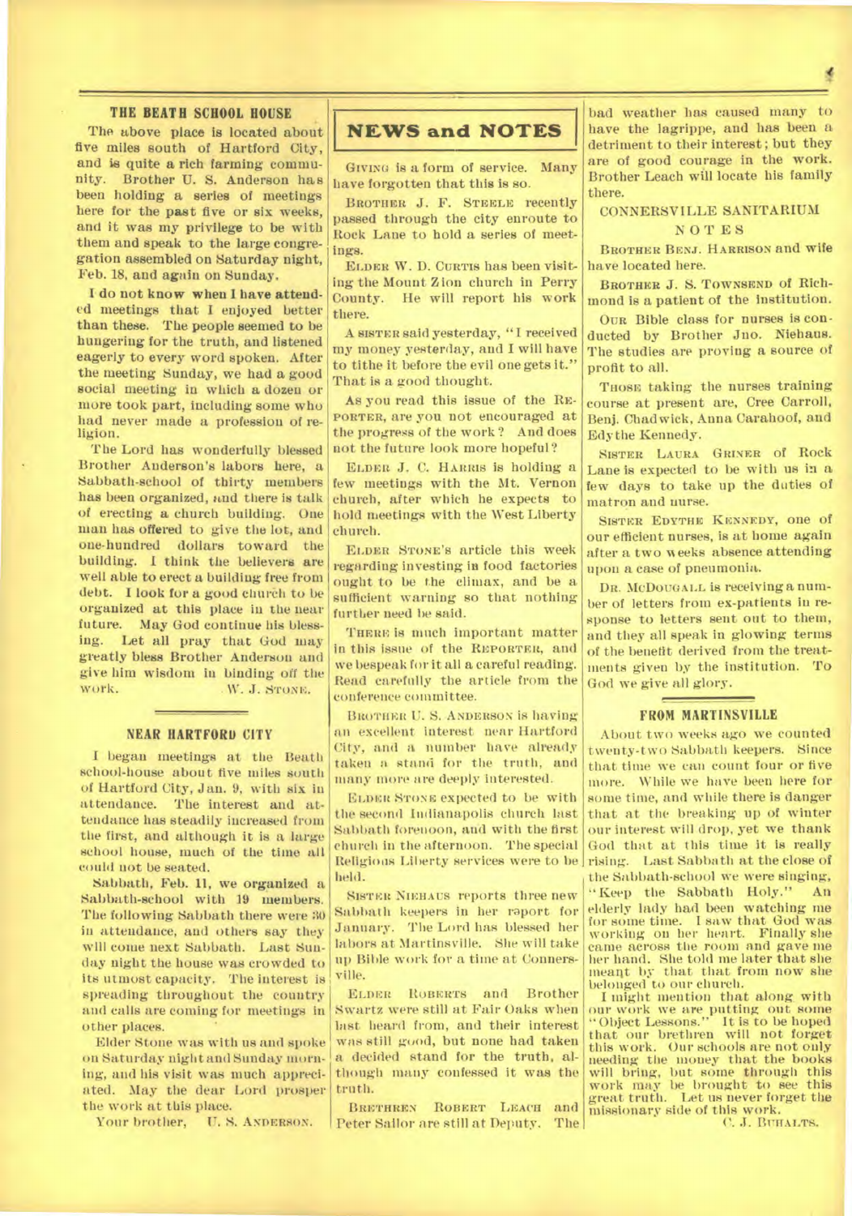### THE BEATH SCHOOL HOUSE

The above place is located about five miles south of Hartford City, and is quite a rich farming community. Brother U. S. Anderson has been holding a series of meetings here for the past five or six weeks, and it was my privilege to be with them and speak to the large congregation assembled on Saturday night, Feb. 18, and again on Sunday.

I do not know when I have attended meetings that I enjoyed better than these. The people seemed to be hungering for the truth, and listened eagerly to every word spoken. After the meeting Sunday, we had a good social meeting in which a dozen or more took part, including some who had never made a profession of religion.

The Lord has wonderfully blessed Brother Anderson's labors here, a Sabbath-school of thirty members has been organized, and there is talk of erecting a church building. One man has offered to give the lot, and one-hundred dollars toward the building. I think the believers are well able to erect a building free from debt. I look for a good church to be organized at this place in the near future. May God continue his blessing. Let all pray that God may greatly bless Brother Anderson and give him wisdom in binding off the work.

W. J. STONE.

### NEAR HARTFORD CITY

I began meetings at the Beath school-house about five miles south of Hartford City, Jan. 9, with six in attendance. The interest and attendance has steadily increased from the first, and although it is a large school house, much of the time all could not be seated.

Sabbath, Feb. 11, we organized a Sabbath-school with 19 members. The following Sabbath there were 30 in attendance, and others say they will come next Sabbath. Last Sunday night the house was crowded to its utmost capacity. The interest is spreading throughout the country and calls are coming for meetings in other places.

Elder Stone was with us and spoke on Saturday night and Sunday morning, and his visit was much appreciated. May the dear Lord prosper the work at this place.

Your brother, U. S. ANDERSON.

## NEWS and NOTES

GIVING is a form of service. Many have forgotten that this is so.

BROTHER J. F. STEELE recently passed through the city enroute to Rock Lane to hold a series of meetings.

ELDER W. D. CURTIS has been visiting the Mount Zion church in Perry County. He will report his work there.

A SISTER said yesterday, "I received my money yesterday, and I will have to tithe it before the evil one gets it." That is a good thought.

AS you read this issue of the REPORTER, are you not encouraged at the progress of the work? And does not the future look more hopeful?

ELDER J. C. HARRIS is holding a few meetings with the Mt. Vernon church, after which he expects to hold meetings with the West Liberty church.

ELDER STONE'S article this week regarding investing in food factories ought to be the climax, and be a sufficient warning so that nothing further need be said.

THERE is much important matter in this issue of the REPORTER, and we bespeak for it all a careful reading. Read carefully the article from the conference committee.

BROTHER U. S. ANDERSON is having an excellent interest near Hartford City, and a number have already taken a stand for the truth, and many more are deeply interested.

ELDER STONE expected to be with the second Indianapolis church last Sabbath forenoon, and with the first church in the afternoon. The special Religious Liberty services were to be held.

SISTER NIEHAUS reports three new Sabbath keepers in her raport for January. The Lord has blessed her labors at Martinsville. She will take up Bible work for a time at Connersville.

ELDER ROBERTS and Brother Swartz were still at Fair Oaks when last heard from, and their interest was still good, but none had taken a decided stand for the truth, although many confessed it was the truth.

BRETHREN ROBERT LEACH and Peter Sailor are still at Deputy. The bad weather has caused many to have the lagrippe, and has been a detriment to their interest; but they are of good courage in the work. Brother Leach will locate his family there.

### CONNERSVILLE SANITARIUM NOTES

BROTHER BENJ. HARRISON and wife have located here.

BROTHER J. S. TOWNSEND of Richmond is a patient of the institution.

OUR Bible class for nurses is conducted by Brother Jno. Niehaus. The studies are proving a source of profit to all.

THOSE taking the nurses training course at present are, Cree Carroll, Benj. Chadwick, Anna Carahoof, and Edythe Kennedy.

SISTER LAURA GRINER of Rock Lane is expected to be with us in a few days to take up the duties of matron and nurse.

SISTER EDYTHE KENNEDY, one of our efficient nurses, is at home again after a two weeks absence attending upon a case of pneumonia.

DR. MCDOUGALL is receiving a number of letters from ex-patients in response to letters sent out to them, and they all speak in glowing terms of the benefit derived from the treatments given by the institution. To God we give all glory.

### FROM MARTINSVILLE

About two weeks ago we counted twenty-two Sabbath keepers. Since that time we can count four or five more. While we have been here for some time, and while there is danger that at the breaking up of winter our interest will drop, yet we thank God that at this time it is really rising. Last Sabbath at the close of the Sabbath-school we were singing, "Keep the Sabbath Holy." An elderly lady had been watching me for some time. I saw that God was working on her heart. Finally she came across the room and gave me her hand. She told me later that she meant by that that from now she belonged to our church.

I might mention that along with our work we are putting out some "Object Lessons." It is to be hoped that our brethren will not forget this work. Our schools are not only needing the money that the books will bring, but some through this work may be brought to see this great truth. Let us never forget the missionary side of this work.

C. J. BUHALTS.